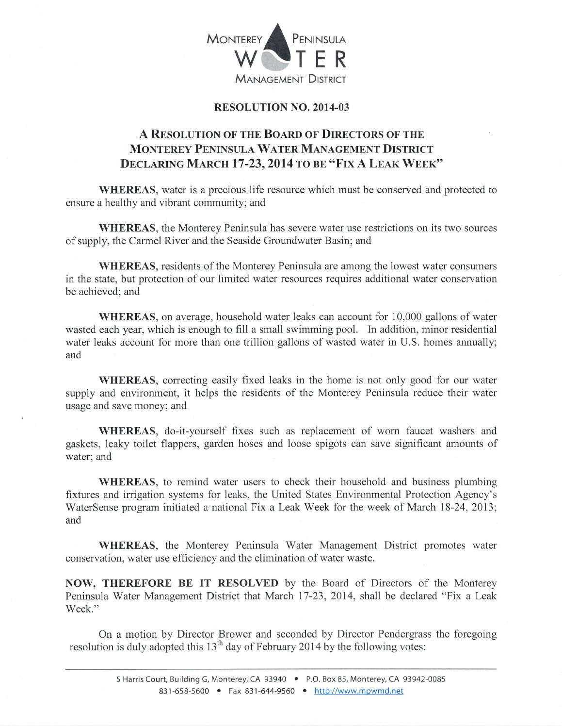# RESOLUTION NO. 2014-03

## A RESOLUTION OF THE BOARD OF DIRECTORS OF THE MONTEREY PENINSULA WATER MANAGEMENT DISTRICT DECLARING MARCH 17-23, 2014 TO BE "FIX A LEAK WEEK"

**WHEREAS**, water is a precious life resource which must be conserved and protected to ensure a healthy and vibrant community; and

**WHEREAS**, the Monterey Peninsula has severe water use restrictions on its two sources of supply, the Carmel River and the Seaside Groundwater Basin; and

**WHEREAS**, residents of the Monterey Peninsula are among the lowest water consumers in the state, but protection of our limited water resources requires additional water conservation be achieved; and

**WHEREAS**, on average, household water leaks can account for 10,000 gallons of water wasted each year, which is enough to fill a small swimming pool. In addition, minor residential water leaks account for more than one trillion gallons of wasted water in U.S. homes annually; and

**WHEREAS**, correcting easily fixed leaks in the home is not only good for our water supply and environment, it helps the residents of the Monterey Peninsula reduce their water usage and save money; and

**WHEREAS**, do-it-yourself fixes such as replacement of worn faucet washers and gaskets, leaky toilet flappers, garden hoses and loose spigots can save significant amounts of water; and

**WHEREAS**, to remind water users to check their household and business plumbing fixtures and irrigation systems for leaks, the United States Environmental Protection Agency's WaterSense program initiated a national Fix a Leak Week for the week of March 18-24, 2013; and

**WHEREAS**, the Monterey Peninsula Water Management District promotes water conservation, water use efficiency and the elimination of water waste.

**NOW, THEREFORE BE IT RESOLVED** by the Board of Directors of the Monterey Peninsula Water Management District that March 17-23, 2014, shall be declared "Fix a Leak Week."

On a motion by Director Brower and seconded by Director Pendergrass the foregoing resolution is duly adopted this 13th day of February 2014 by the following votes: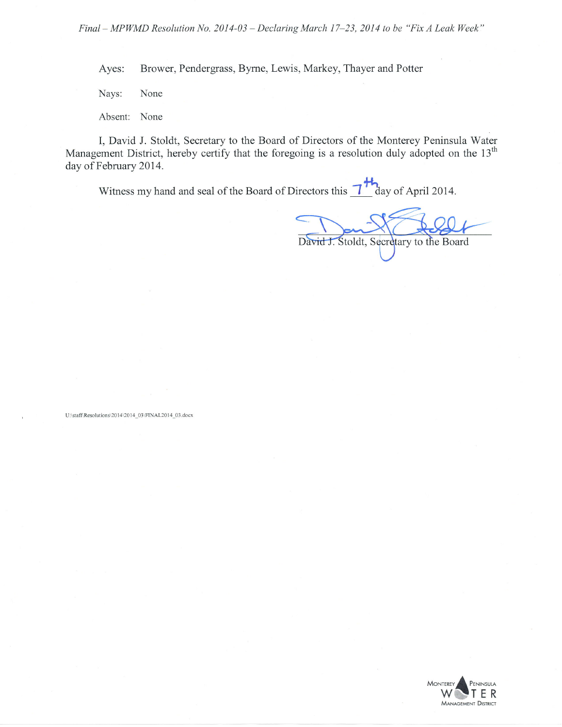Ayes: Brower, Pendergrass, Byrne, Lewis, Markey, Thayer and Potter

Nays: None

Absent: None

I, David J. Stoldt, Secretary to the Board of Directors of the Monterey Peninsula Water Management District, hereby certify that the foregoing is a resolution duly adopted on the 13th day of February 2014.

Witness my hand and seal of the Board of Directors this 7th day of April 2014.

David J. Stoldt, Secretary to the Board

U:\staff\Resolutions\2014\2014_03\FINAL2014_03.docx

MONTEREY PENINSULA WATER MANAGEMENT DISTRICT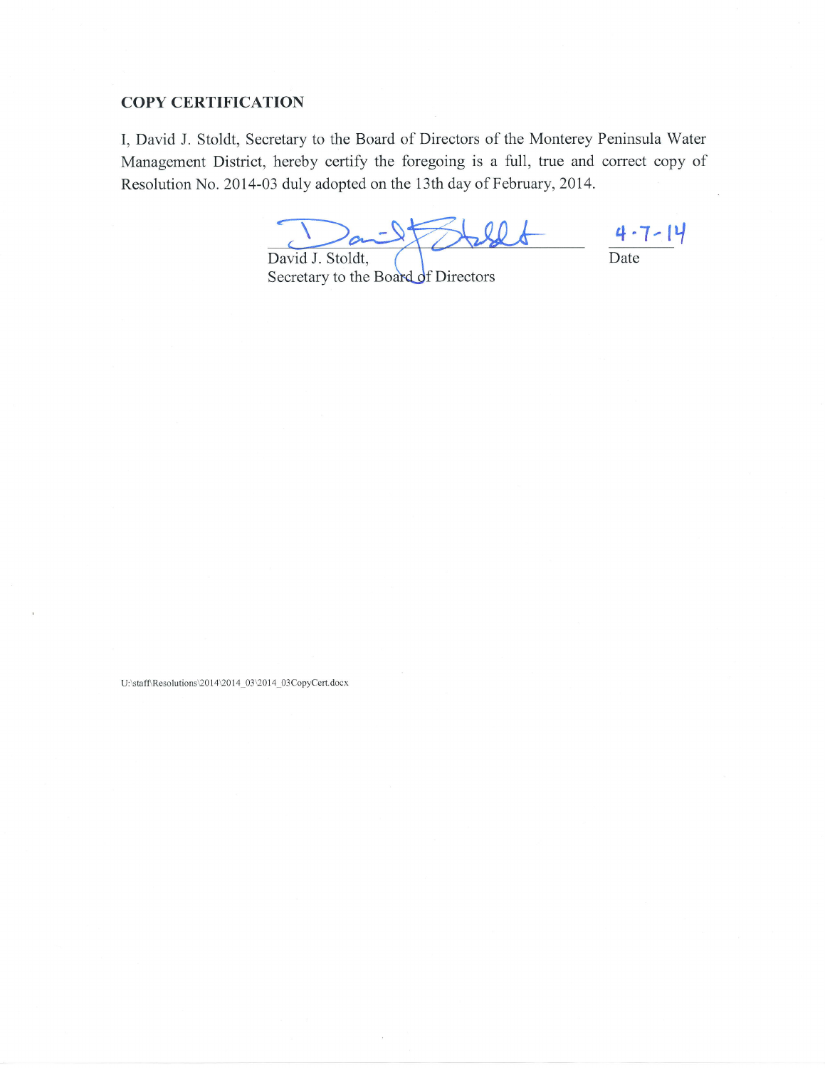**COPY CERTIFICATION**

I, David J. Stoldt, Secretary to the Board of Directors of the Monterey Peninsula Water Management District, hereby certify the foregoing is a full, true and correct copy of Resolution No. 2014-03 duly adopted on the 13th day of February, 2014.

David J. Stoldt,
Secretary to the Board of Directors

4-7-14
Date

U:\staff\Resolutions\2014\2014_03\2014_03CopyCert.docx